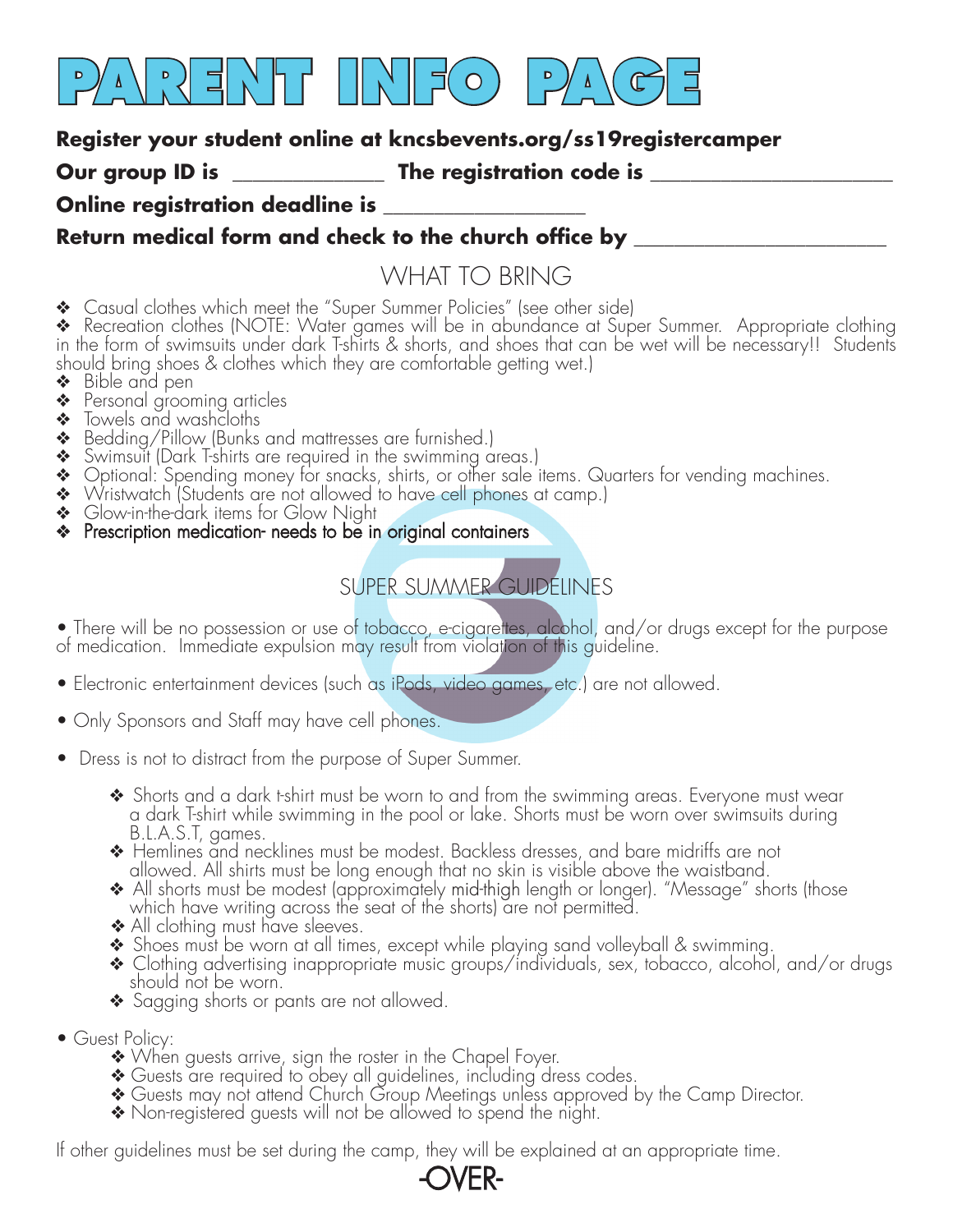# PARENT INFO PAGE

**Register your student online at kncsbevents.org/ss19registercamper**

**Our group ID is ______________ The registration code is ______________________**

**Online registration deadline is ___________________**

**Return medical form and check to the church office by _______________________**

## WHAT TO BRING

- ❖ Casual clothes which meet the "Super Summer Policies" (see other side)
- ❖ Recreation clothes (NOTE: Water games will be in abundance at Super Summer. Appropriate clothing in the form of swimsuits under dark T-shirts & shorts, and shoes that can be wet will be necessary!! Students should bring shoes & clothes which they are comfortable getting wet.)
- ❖ Bible and pen
- ❖ Personal grooming articles
- ❖ Towels and washcloths
- ❖ Bedding/Pillow (Bunks and mattresses are furnished.)
- ❖ Swimsuit (Dark T-shirts are required in the swimming areas.)
- ❖ Optional: Spending money for snacks, shirts, or other sale items. Quarters for vending machines.
- ❖ Wristwatch (Students are not allowed to have cell phones at camp.)
- ❖ Glow-in-the-dark items for Glow Night
- ❖ Prescription medication- needs to be in original containers

## SUPER SUMMER GUIDELINES

- There will be no possession or use of tobacco, e-cigarettes, alcohol, and/or drugs except for the purpose of medication. Immediate expulsion may result from violation of this guideline.
- Electronic entertainment devices (such as iPods, video games, etc.) are not allowed.
- Only Sponsors and Staff may have cell phones.
- Dress is not to distract from the purpose of Super Summer.
  - ❖ Shorts and a dark t-shirt must be worn to and from the swimming areas. Everyone must wear a dark T-shirt while swimming in the pool or lake. Shorts must be worn over swimsuits during B.L.A.S.T, games.
  - ❖ Hemlines and necklines must be modest. Backless dresses, and bare midriffs are not allowed. All shirts must be long enough that no skin is visible above the waistband.
  - ❖ All shorts must be modest (approximately mid-thigh length or longer). "Message" shorts (those which have writing across the seat of the shorts) are not permitted.
  - ❖ All clothing must have sleeves.
  - ❖ Shoes must be worn at all times, except while playing sand volleyball & swimming.
  - ❖ Clothing advertising inappropriate music groups/individuals, sex, tobacco, alcohol, and/or drugs should not be worn.
  - ❖ Sagging shorts or pants are not allowed.
- Guest Policy:
  - ❖ When guests arrive, sign the roster in the Chapel Foyer.
  - ❖ Guests are required to obey all guidelines, including dress codes.
  - ❖ Guests may not attend Church Group Meetings unless approved by the Camp Director.
  - ❖ Non-registered guests will not be allowed to spend the night.

If other guidelines must be set during the camp, they will be explained at an appropriate time.

-OVER-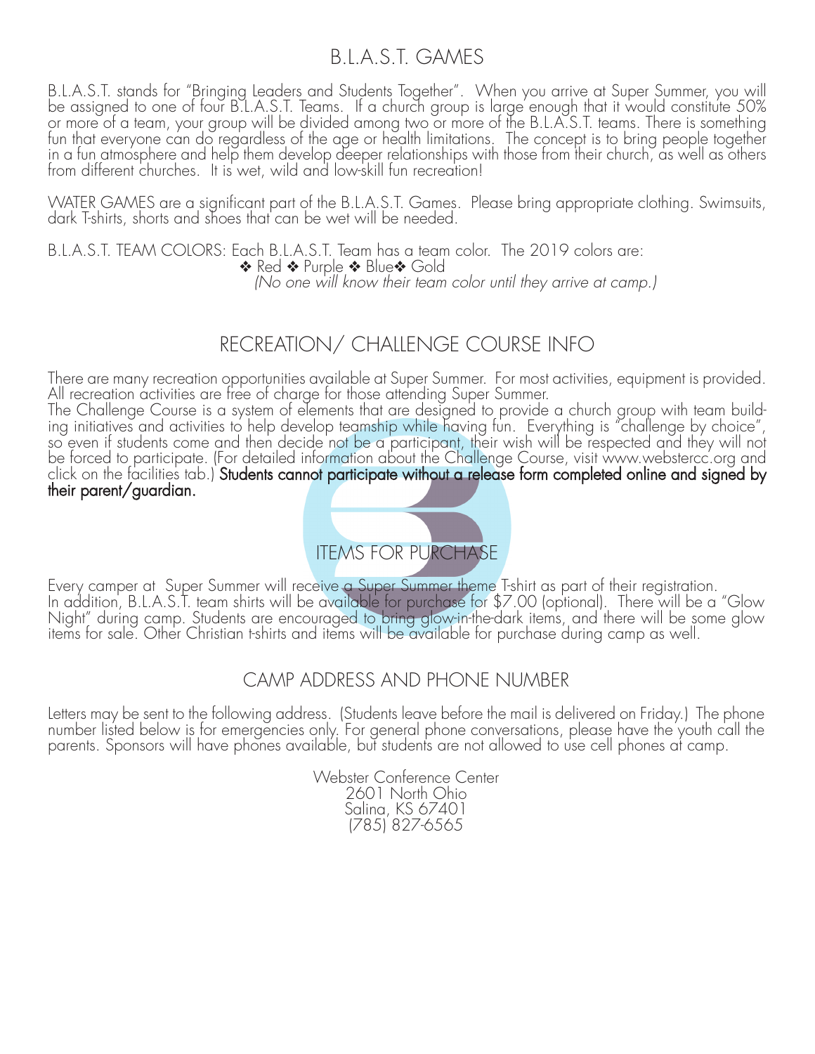## B.L.A.S.T. GAMES

B.L.A.S.T. stands for "Bringing Leaders and Students Together". When you arrive at Super Summer, you will be assigned to one of four B.L.A.S.T. Teams. If a church group is large enough that it would constitute 50% or more of a team, your group will be divided among two or more of the B.L.A.S.T. teams. There is something fun that everyone can do regardless of the age or health limitations. The concept is to bring people together in a fun atmosphere and help them develop deeper relationships with those from their church, as well as others from different churches. It is wet, wild and low-skill fun recreation!

WATER GAMES are a significant part of the B.L.A.S.T. Games. Please bring appropriate clothing. Swimsuits, dark T-shirts, shorts and shoes that can be wet will be needed.

B.L.A.S.T. TEAM COLORS: Each B.L.A.S.T. Team has a team color. The 2019 colors are:

❖ Red ❖ Purple ❖ Blue❖ Gold

*(No one will know their team color until they arrive at camp.)*

## RECREATION/ CHALLENGE COURSE INFO

There are many recreation opportunities available at Super Summer. For most activities, equipment is provided. All recreation activities are free of charge for those attending Super Summer.

The Challenge Course is a system of elements that are designed to provide a church group with team building initiatives and activities to help develop teamship while having fun. Everything is "challenge by choice", so even if students come and then decide not be a participant, their wish will be respected and they will not be forced to participate. (For detailed information about the Challenge Course, visit www.webstercc.org and click on the facilities tab.) **Students cannot participate without a release form completed online and signed by their parent/guardian.**

## ITEMS FOR PURCHASE

Every camper at Super Summer will receive a Super Summer theme T-shirt as part of their registration. In addition, B.L.A.S.T. team shirts will be available for purchase for $7.00 (optional). There will be a "Glow Night" during camp. Students are encouraged to bring glow-in-the-dark items, and there will be some glow items for sale. Other Christian t-shirts and items will be available for purchase during camp as well.

## CAMP ADDRESS AND PHONE NUMBER

Letters may be sent to the following address. (Students leave before the mail is delivered on Friday.) The phone number listed below is for emergencies only. For general phone conversations, please have the youth call the parents. Sponsors will have phones available, but students are not allowed to use cell phones at camp.

Webster Conference Center
2601 North Ohio
Salina, KS 67401
(785) 827-6565